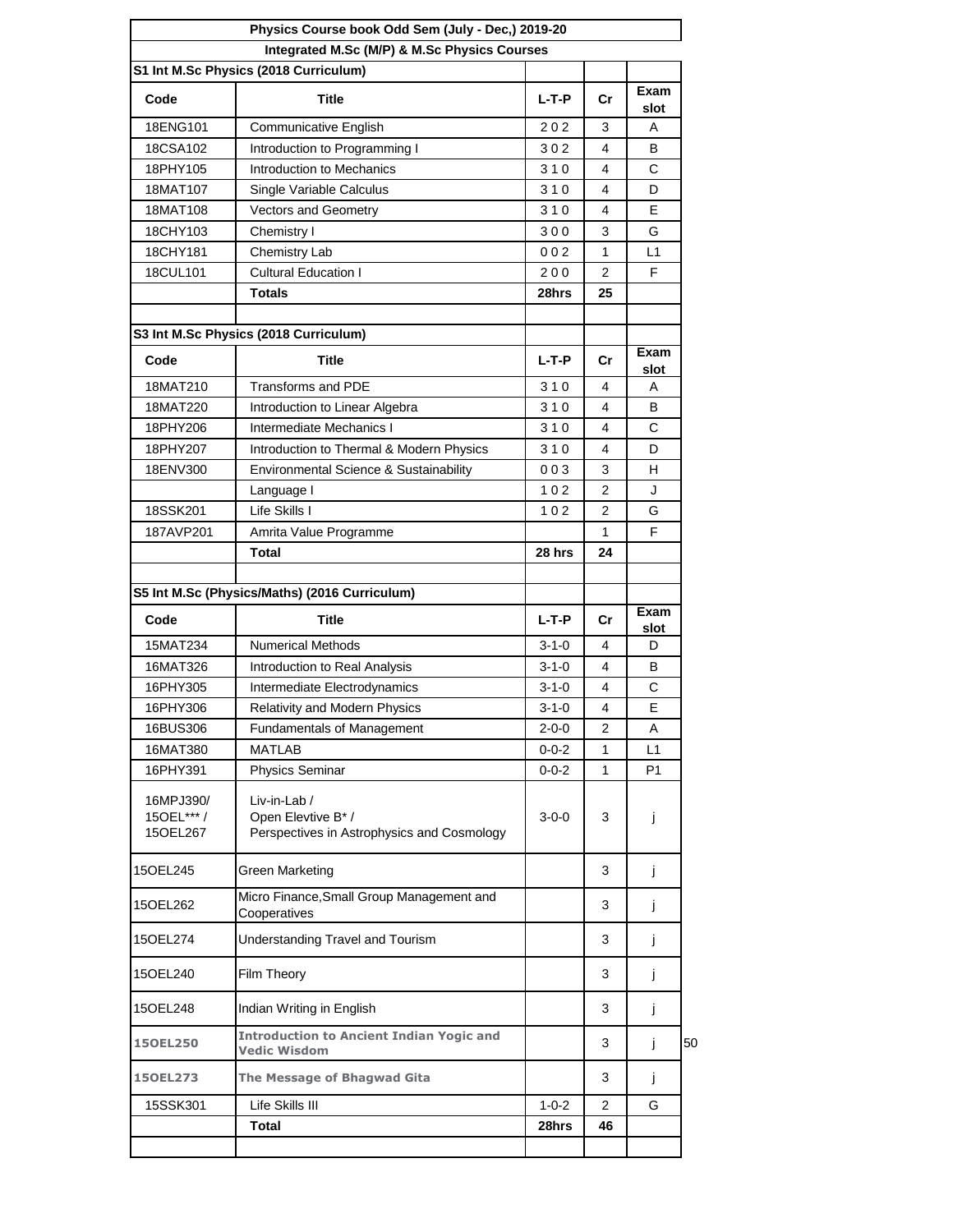# Physics Course book Odd Sem (July - Dec,) 2019-20

## Integrated M.Sc (M/P) & M.Sc Physics Courses

### S1 Int M.Sc Physics (2018 Curriculum)

| Code | Title | L-T-P | Cr | Exam slot |
|---|---|---|---|---|
| 18ENG101 | Communicative English | 2 0 2 | 3 | A |
| 18CSA102 | Introduction to Programming I | 3 0 2 | 4 | B |
| 18PHY105 | Introduction to Mechanics | 3 1 0 | 4 | C |
| 18MAT107 | Single Variable Calculus | 3 1 0 | 4 | D |
| 18MAT108 | Vectors and Geometry | 3 1 0 | 4 | E |
| 18CHY103 | Chemistry I | 3 0 0 | 3 | G |
| 18CHY181 | Chemistry Lab | 0 0 2 | 1 | L1 |
| 18CUL101 | Cultural Education I | 2 0 0 | 2 | F |
| | **Totals** | **28hrs** | **25** | |

### S3 Int M.Sc Physics (2018 Curriculum)

| Code | Title | L-T-P | Cr | Exam slot |
|---|---|---|---|---|
| 18MAT210 | Transforms and PDE | 3 1 0 | 4 | A |
| 18MAT220 | Introduction to Linear Algebra | 3 1 0 | 4 | B |
| 18PHY206 | Intermediate Mechanics I | 3 1 0 | 4 | C |
| 18PHY207 | Introduction to Thermal & Modern Physics | 3 1 0 | 4 | D |
| 18ENV300 | Environmental Science & Sustainability | 0 0 3 | 3 | H |
| | Language I | 1 0 2 | 2 | J |
| 18SSK201 | Life Skills I | 1 0 2 | 2 | G |
| 187AVP201 | Amrita Value Programme | | 1 | F |
| | **Total** | **28 hrs** | **24** | |

### S5 Int M.Sc (Physics/Maths) (2016 Curriculum)

| Code | Title | L-T-P | Cr | Exam slot |
|---|---|---|---|---|
| 15MAT234 | Numerical Methods | 3-1-0 | 4 | D |
| 16MAT326 | Introduction to Real Analysis | 3-1-0 | 4 | B |
| 16PHY305 | Intermediate Electrodynamics | 3-1-0 | 4 | C |
| 16PHY306 | Relativity and Modern Physics | 3-1-0 | 4 | E |
| 16BUS306 | Fundamentals of Management | 2-0-0 | 2 | A |
| 16MAT380 | MATLAB | 0-0-2 | 1 | L1 |
| 16PHY391 | Physics Seminar | 0-0-2 | 1 | P1 |
| 16MPJ390/ 15OEL*** / 15OEL267 | Liv-in-Lab / Open Elevtive B* / Perspectives in Astrophysics and Cosmology | 3-0-0 | 3 | j |
| 15OEL245 | Green Marketing | | 3 | j |
| 15OEL262 | Micro Finance,Small Group Management and Cooperatives | | 3 | j |
| 15OEL274 | Understanding Travel and Tourism | | 3 | j |
| 15OEL240 | Film Theory | | 3 | j |
| 15OEL248 | Indian Writing in English | | 3 | j |
| **15OEL250** | **Introduction to Ancient Indian Yogic and Vedic Wisdom** | | 3 | j |
| **15OEL273** | **The Message of Bhagwad Gita** | | 3 | j |
| 15SSK301 | Life Skills III | 1-0-2 | 2 | G |
| | **Total** | **28hrs** | **46** | |

50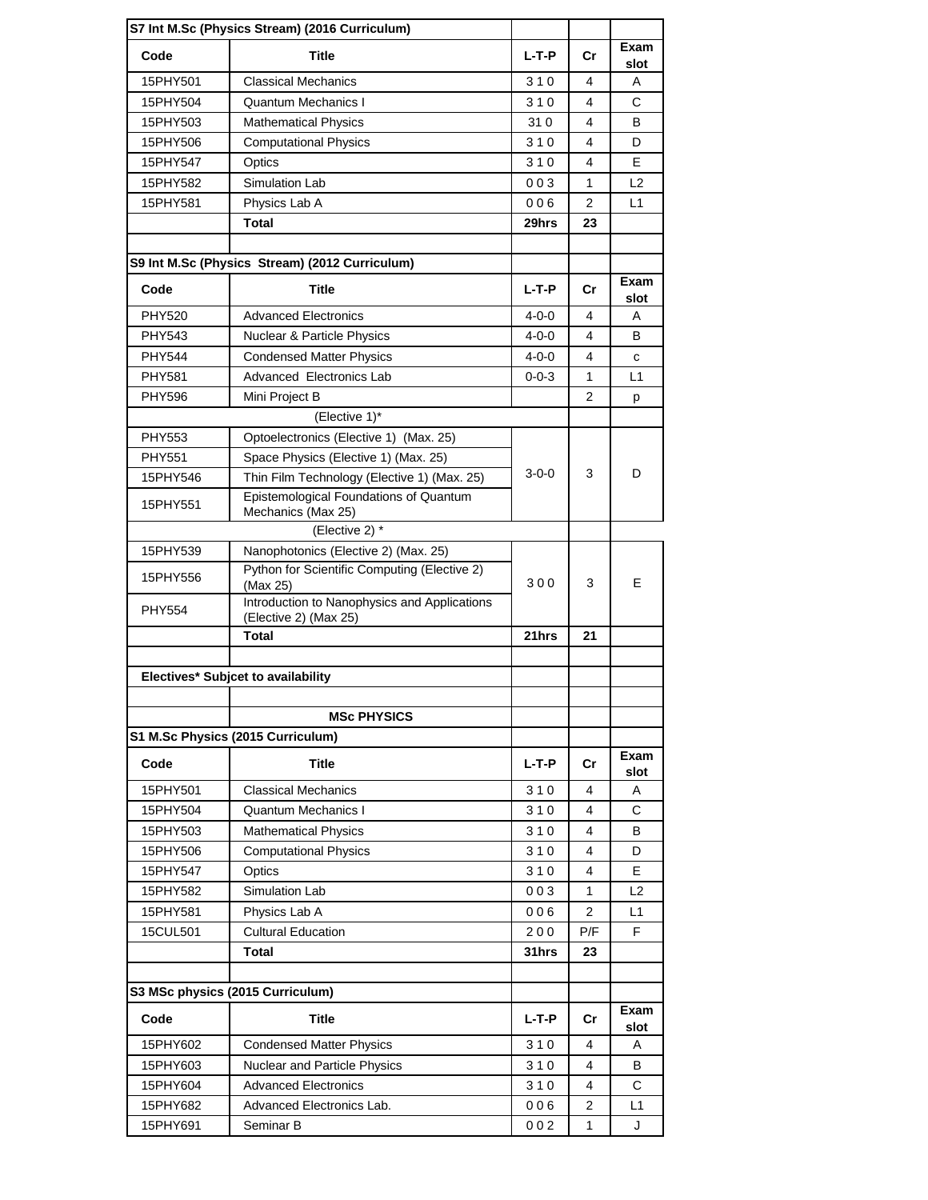| S7 Int M.Sc (Physics Stream) (2016 Curriculum) | | | | |
|---|---|---|---|---|
| **Code** | **Title** | **L-T-P** | **Cr** | **Exam slot** |
| 15PHY501 | Classical Mechanics | 3 1 0 | 4 | A |
| 15PHY504 | Quantum Mechanics I | 3 1 0 | 4 | C |
| 15PHY503 | Mathematical Physics | 31 0 | 4 | B |
| 15PHY506 | Computational Physics | 3 1 0 | 4 | D |
| 15PHY547 | Optics | 3 1 0 | 4 | E |
| 15PHY582 | Simulation Lab | 0 0 3 | 1 | L2 |
| 15PHY581 | Physics Lab A | 0 0 6 | 2 | L1 |
| | **Total** | **29hrs** | **23** | |

| S9 Int M.Sc (Physics Stream) (2012 Curriculum) | | | | |
|---|---|---|---|---|
| **Code** | **Title** | **L-T-P** | **Cr** | **Exam slot** |
| PHY520 | Advanced Electronics | 4-0-0 | 4 | A |
| PHY543 | Nuclear & Particle Physics | 4-0-0 | 4 | B |
| PHY544 | Condensed Matter Physics | 4-0-0 | 4 | c |
| PHY581 | Advanced Electronics Lab | 0-0-3 | 1 | L1 |
| PHY596 | Mini Project B | | 2 | p |
| | (Elective 1)* | | | |
| PHY553 | Optoelectronics (Elective 1) (Max. 25) | 3-0-0 | 3 | D |
| PHY551 | Space Physics (Elective 1) (Max. 25) | | | |
| 15PHY546 | Thin Film Technology (Elective 1) (Max. 25) | | | |
| 15PHY551 | Epistemological Foundations of Quantum Mechanics (Max 25) | | | |
| | (Elective 2) * | | | |
| 15PHY539 | Nanophotonics (Elective 2) (Max. 25) | 3 0 0 | 3 | E |
| 15PHY556 | Python for Scientific Computing (Elective 2) (Max 25) | | | |
| PHY554 | Introduction to Nanophysics and Applications (Elective 2) (Max 25) | | | |
| | **Total** | **21hrs** | **21** | |

**Electives* Subjcet to availability**

## MSc PHYSICS

| S1 M.Sc Physics (2015 Curriculum) | | | | |
|---|---|---|---|---|
| **Code** | **Title** | **L-T-P** | **Cr** | **Exam slot** |
| 15PHY501 | Classical Mechanics | 3 1 0 | 4 | A |
| 15PHY504 | Quantum Mechanics I | 3 1 0 | 4 | C |
| 15PHY503 | Mathematical Physics | 3 1 0 | 4 | B |
| 15PHY506 | Computational Physics | 3 1 0 | 4 | D |
| 15PHY547 | Optics | 3 1 0 | 4 | E |
| 15PHY582 | Simulation Lab | 0 0 3 | 1 | L2 |
| 15PHY581 | Physics Lab A | 0 0 6 | 2 | L1 |
| 15CUL501 | Cultural Education | 2 0 0 | P/F | F |
| | **Total** | **31hrs** | **23** | |

| S3 MSc physics (2015 Curriculum) | | | | |
|---|---|---|---|---|
| **Code** | **Title** | **L-T-P** | **Cr** | **Exam slot** |
| 15PHY602 | Condensed Matter Physics | 3 1 0 | 4 | A |
| 15PHY603 | Nuclear and Particle Physics | 3 1 0 | 4 | B |
| 15PHY604 | Advanced Electronics | 3 1 0 | 4 | C |
| 15PHY682 | Advanced Electronics Lab. | 0 0 6 | 2 | L1 |
| 15PHY691 | Seminar B | 0 0 2 | 1 | J |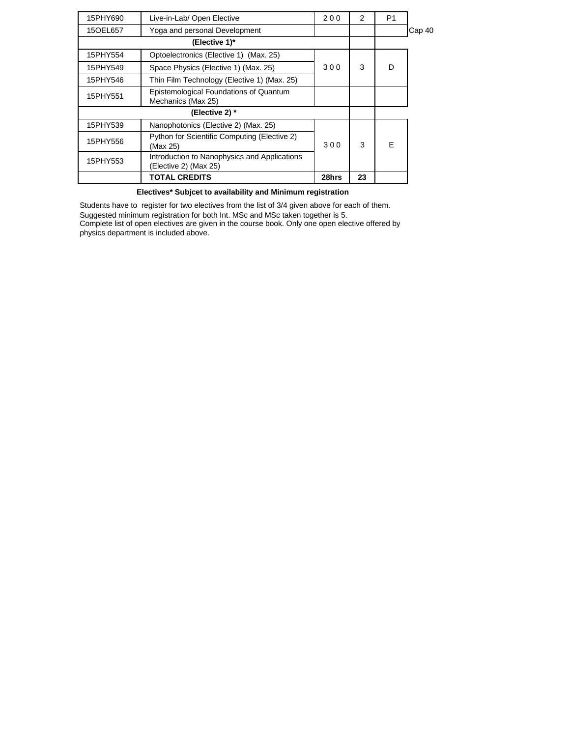| | | | | | |
|---|---|---|---|---|---|
| 15PHY690 | Live-in-Lab/ Open Elective | 2 0 0 | 2 | P1 | |
| 15OEL657 | Yoga and personal Development | | | | Cap 40 |
| **(Elective 1)*** | | | | | |
| 15PHY554 | Optoelectronics (Elective 1) (Max. 25) | 3 0 0 | 3 | D | |
| 15PHY549 | Space Physics (Elective 1) (Max. 25) | | | | |
| 15PHY546 | Thin Film Technology (Elective 1) (Max. 25) | | | | |
| 15PHY551 | Epistemological Foundations of Quantum Mechanics (Max 25) | | | | |
| **(Elective 2) *** | | | | | |
| 15PHY539 | Nanophotonics (Elective 2) (Max. 25) | 3 0 0 | 3 | E | |
| 15PHY556 | Python for Scientific Computing (Elective 2) (Max 25) | | | | |
| 15PHY553 | Introduction to Nanophysics and Applications (Elective 2) (Max 25) | | | | |
| | **TOTAL CREDITS** | **28hrs** | **23** | | |

**Electives* Subjcet to availability and Minimum registration**

Students have to register for two electives from the list of 3/4 given above for each of them.
Suggested minimum registration for both Int. MSc and MSc taken together is 5.
Complete list of open electives are given in the course book. Only one open elective offered by physics department is included above.